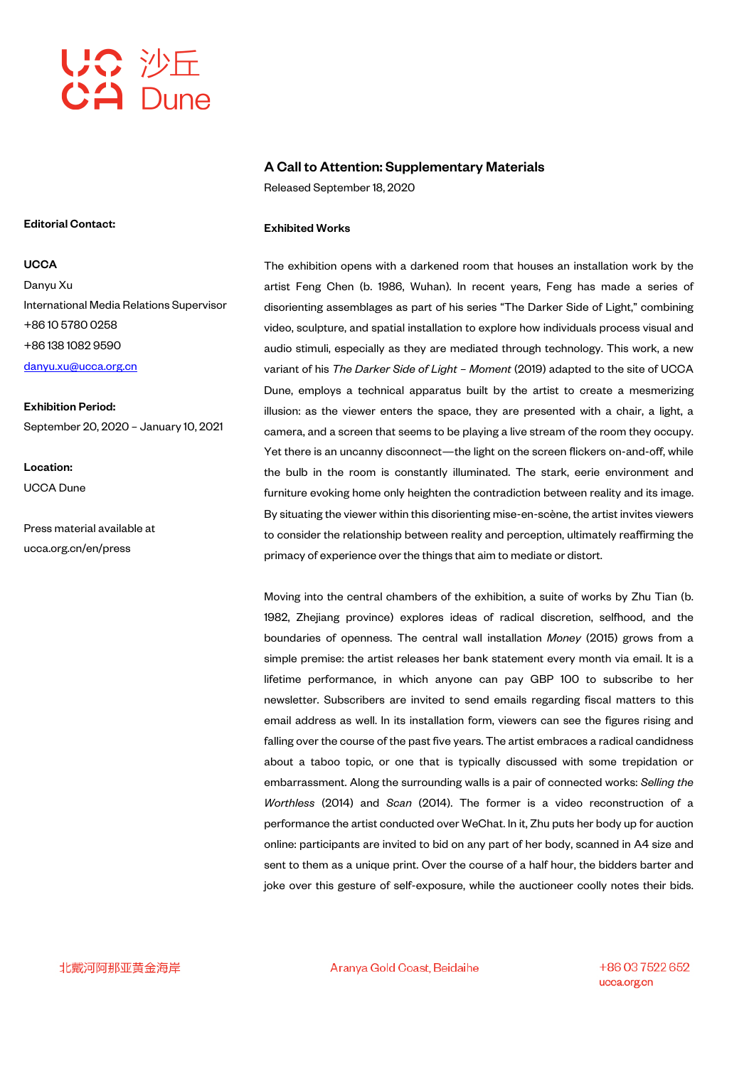# A Call to Attention: Supplementary Materials

Released September 18, 2020

**Editorial Contact:**

**UCCA**
Danyu Xu
International Media Relations Supervisor
+86 10 5780 0258
+86 138 1082 9590
danyu.xu@ucca.org.cn

**Exhibition Period:**
September 20, 2020 – January 10, 2021

**Location:**
UCCA Dune

Press material available at
ucca.org.cn/en/press

## Exhibited Works

The exhibition opens with a darkened room that houses an installation work by the artist Feng Chen (b. 1986, Wuhan). In recent years, Feng has made a series of disorienting assemblages as part of his series "The Darker Side of Light," combining video, sculpture, and spatial installation to explore how individuals process visual and audio stimuli, especially as they are mediated through technology. This work, a new variant of his *The Darker Side of Light – Moment* (2019) adapted to the site of UCCA Dune, employs a technical apparatus built by the artist to create a mesmerizing illusion: as the viewer enters the space, they are presented with a chair, a light, a camera, and a screen that seems to be playing a live stream of the room they occupy. Yet there is an uncanny disconnect—the light on the screen flickers on-and-off, while the bulb in the room is constantly illuminated. The stark, eerie environment and furniture evoking home only heighten the contradiction between reality and its image. By situating the viewer within this disorienting mise-en-scène, the artist invites viewers to consider the relationship between reality and perception, ultimately reaffirming the primacy of experience over the things that aim to mediate or distort.

Moving into the central chambers of the exhibition, a suite of works by Zhu Tian (b. 1982, Zhejiang province) explores ideas of radical discretion, selfhood, and the boundaries of openness. The central wall installation *Money* (2015) grows from a simple premise: the artist releases her bank statement every month via email. It is a lifetime performance, in which anyone can pay GBP 100 to subscribe to her newsletter. Subscribers are invited to send emails regarding fiscal matters to this email address as well. In its installation form, viewers can see the figures rising and falling over the course of the past five years. The artist embraces a radical candidness about a taboo topic, or one that is typically discussed with some trepidation or embarrassment. Along the surrounding walls is a pair of connected works: *Selling the Worthless* (2014) and *Scan* (2014). The former is a video reconstruction of a performance the artist conducted over WeChat. In it, Zhu puts her body up for auction online: participants are invited to bid on any part of her body, scanned in A4 size and sent to them as a unique print. Over the course of a half hour, the bidders barter and joke over this gesture of self-exposure, while the auctioneer coolly notes their bids.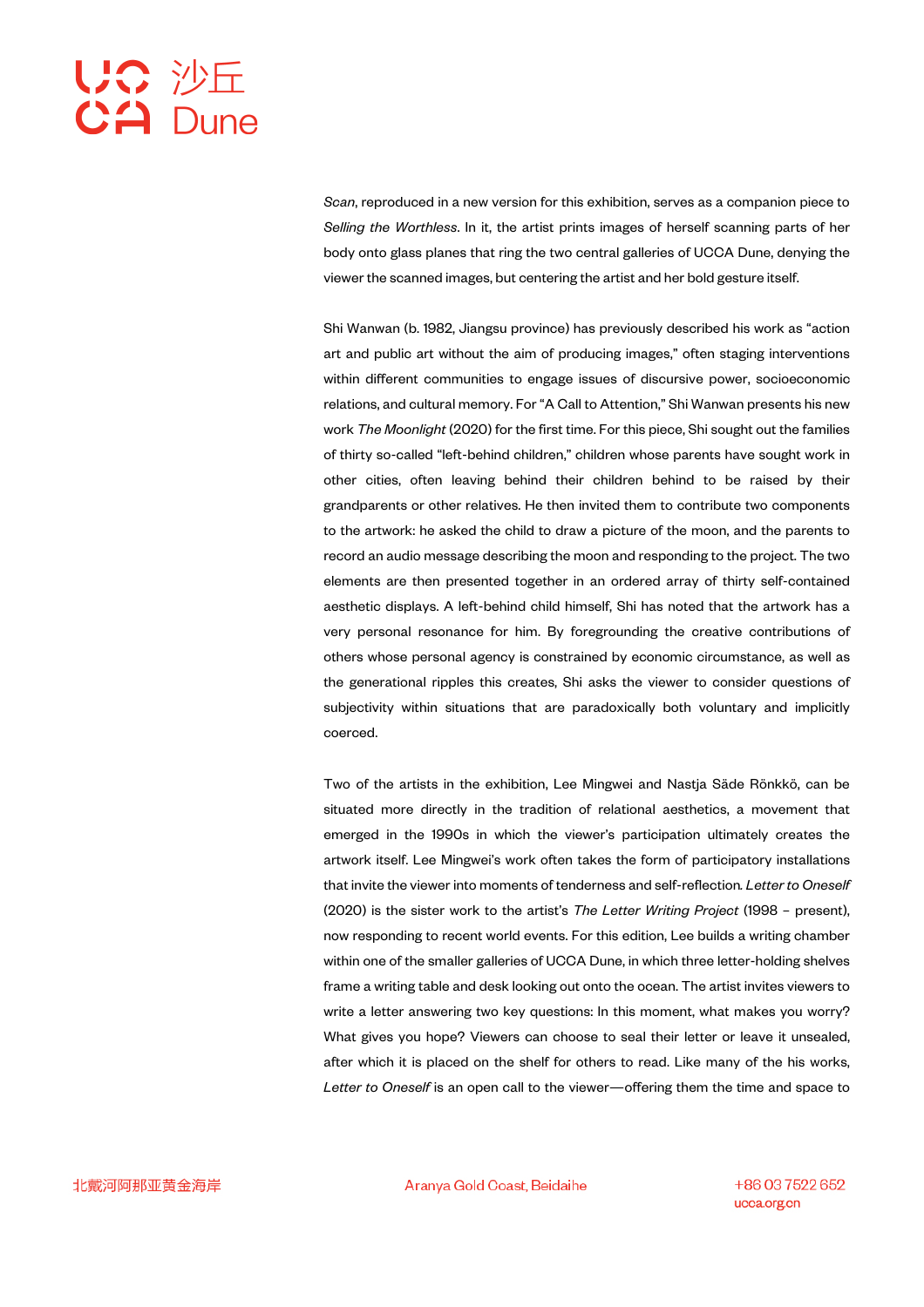*Scan*, reproduced in a new version for this exhibition, serves as a companion piece to *Selling the Worthless*. In it, the artist prints images of herself scanning parts of her body onto glass planes that ring the two central galleries of UCCA Dune, denying the viewer the scanned images, but centering the artist and her bold gesture itself.

Shi Wanwan (b. 1982, Jiangsu province) has previously described his work as "action art and public art without the aim of producing images," often staging interventions within different communities to engage issues of discursive power, socioeconomic relations, and cultural memory. For "A Call to Attention," Shi Wanwan presents his new work *The Moonlight* (2020) for the first time. For this piece, Shi sought out the families of thirty so-called "left-behind children," children whose parents have sought work in other cities, often leaving behind their children behind to be raised by their grandparents or other relatives. He then invited them to contribute two components to the artwork: he asked the child to draw a picture of the moon, and the parents to record an audio message describing the moon and responding to the project. The two elements are then presented together in an ordered array of thirty self-contained aesthetic displays. A left-behind child himself, Shi has noted that the artwork has a very personal resonance for him. By foregrounding the creative contributions of others whose personal agency is constrained by economic circumstance, as well as the generational ripples this creates, Shi asks the viewer to consider questions of subjectivity within situations that are paradoxically both voluntary and implicitly coerced.

Two of the artists in the exhibition, Lee Mingwei and Nastja Säde Rönkkö, can be situated more directly in the tradition of relational aesthetics, a movement that emerged in the 1990s in which the viewer's participation ultimately creates the artwork itself. Lee Mingwei's work often takes the form of participatory installations that invite the viewer into moments of tenderness and self-reflection. *Letter to Oneself* (2020) is the sister work to the artist's *The Letter Writing Project* (1998 – present), now responding to recent world events. For this edition, Lee builds a writing chamber within one of the smaller galleries of UCCA Dune, in which three letter-holding shelves frame a writing table and desk looking out onto the ocean. The artist invites viewers to write a letter answering two key questions: In this moment, what makes you worry? What gives you hope? Viewers can choose to seal their letter or leave it unsealed, after which it is placed on the shelf for others to read. Like many of the his works, *Letter to Oneself* is an open call to the viewer—offering them the time and space to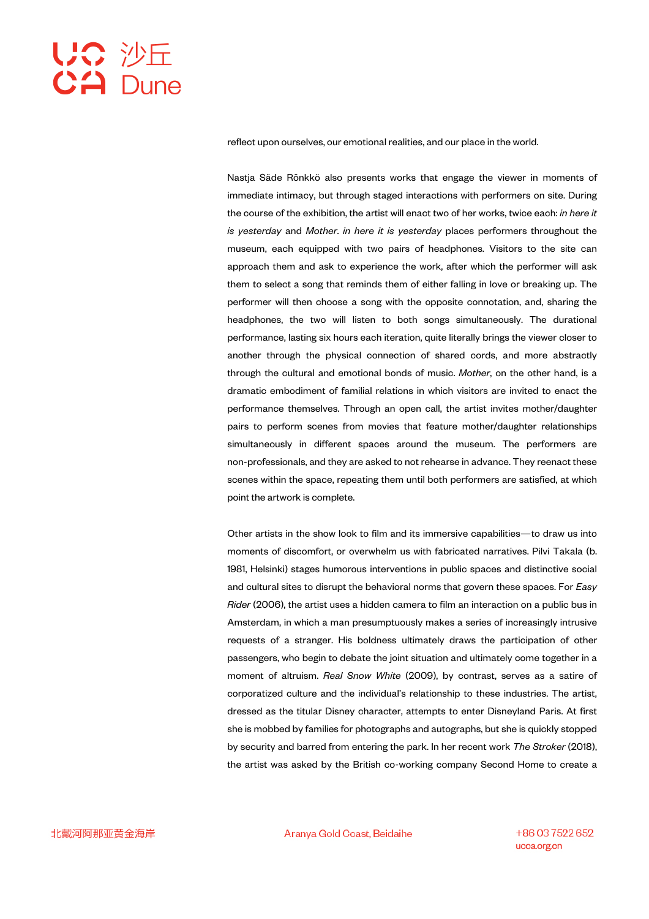reflect upon ourselves, our emotional realities, and our place in the world.

Nastja Säde Rönkkö also presents works that engage the viewer in moments of immediate intimacy, but through staged interactions with performers on site. During the course of the exhibition, the artist will enact two of her works, twice each: *in here it is yesterday* and *Mother*. *in here it is yesterday* places performers throughout the museum, each equipped with two pairs of headphones. Visitors to the site can approach them and ask to experience the work, after which the performer will ask them to select a song that reminds them of either falling in love or breaking up. The performer will then choose a song with the opposite connotation, and, sharing the headphones, the two will listen to both songs simultaneously. The durational performance, lasting six hours each iteration, quite literally brings the viewer closer to another through the physical connection of shared cords, and more abstractly through the cultural and emotional bonds of music. *Mother*, on the other hand, is a dramatic embodiment of familial relations in which visitors are invited to enact the performance themselves. Through an open call, the artist invites mother/daughter pairs to perform scenes from movies that feature mother/daughter relationships simultaneously in different spaces around the museum. The performers are non-professionals, and they are asked to not rehearse in advance. They reenact these scenes within the space, repeating them until both performers are satisfied, at which point the artwork is complete.

Other artists in the show look to film and its immersive capabilities—to draw us into moments of discomfort, or overwhelm us with fabricated narratives. Pilvi Takala (b. 1981, Helsinki) stages humorous interventions in public spaces and distinctive social and cultural sites to disrupt the behavioral norms that govern these spaces. For *Easy Rider* (2006), the artist uses a hidden camera to film an interaction on a public bus in Amsterdam, in which a man presumptuously makes a series of increasingly intrusive requests of a stranger. His boldness ultimately draws the participation of other passengers, who begin to debate the joint situation and ultimately come together in a moment of altruism. *Real Snow White* (2009), by contrast, serves as a satire of corporatized culture and the individual's relationship to these industries. The artist, dressed as the titular Disney character, attempts to enter Disneyland Paris. At first she is mobbed by families for photographs and autographs, but she is quickly stopped by security and barred from entering the park. In her recent work *The Stroker* (2018), the artist was asked by the British co-working company Second Home to create a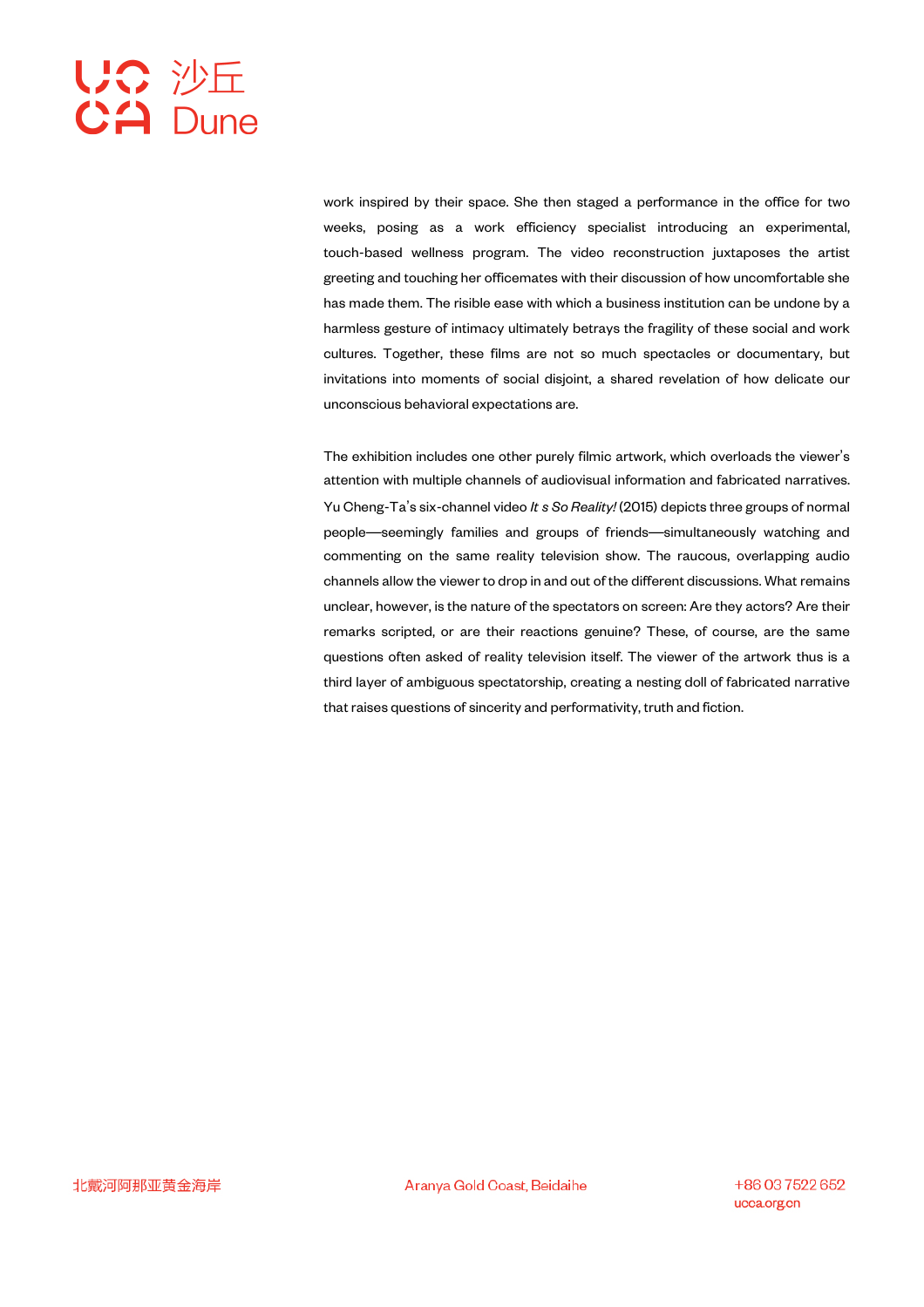work inspired by their space. She then staged a performance in the office for two weeks, posing as a work efficiency specialist introducing an experimental, touch-based wellness program. The video reconstruction juxtaposes the artist greeting and touching her officemates with their discussion of how uncomfortable she has made them. The risible ease with which a business institution can be undone by a harmless gesture of intimacy ultimately betrays the fragility of these social and work cultures. Together, these films are not so much spectacles or documentary, but invitations into moments of social disjoint, a shared revelation of how delicate our unconscious behavioral expectations are.

The exhibition includes one other purely filmic artwork, which overloads the viewer's attention with multiple channels of audiovisual information and fabricated narratives. Yu Cheng-Ta's six-channel video *It s So Reality!* (2015) depicts three groups of normal people—seemingly families and groups of friends—simultaneously watching and commenting on the same reality television show. The raucous, overlapping audio channels allow the viewer to drop in and out of the different discussions. What remains unclear, however, is the nature of the spectators on screen: Are they actors? Are their remarks scripted, or are their reactions genuine? These, of course, are the same questions often asked of reality television itself. The viewer of the artwork thus is a third layer of ambiguous spectatorship, creating a nesting doll of fabricated narrative that raises questions of sincerity and performativity, truth and fiction.